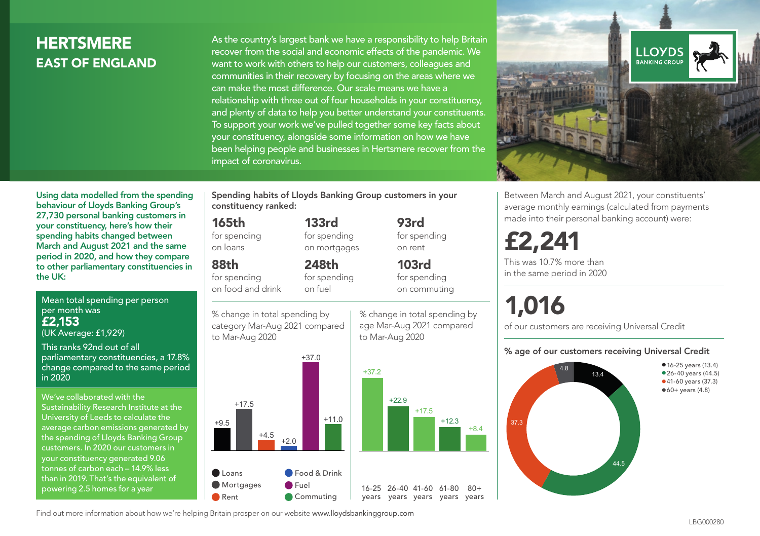# HERTSMERE
## EAST OF ENGLAND

As the country's largest bank we have a responsibility to help Britain recover from the social and economic effects of the pandemic. We want to work with others to help our customers, colleagues and communities in their recovery by focusing on the areas where we can make the most difference. Our scale means we have a relationship with three out of four households in your constituency, and plenty of data to help you better understand your constituents. To support your work we've pulled together some key facts about your constituency, alongside some information on how we have been helping people and businesses in Hertsmere recover from the impact of coronavirus.

**Using data modelled from the spending behaviour of Lloyds Banking Group's 27,730 personal banking customers in your constituency, here's how their spending habits changed between March and August 2021 and the same period in 2020, and how they compare to other parliamentary constituencies in the UK:**

Mean total spending per person per month was
**£2,153**
(UK Average: £1,929)

This ranks 92nd out of all parliamentary constituencies, a 17.8% change compared to the same period in 2020

We've collaborated with the Sustainability Research Institute at the University of Leeds to calculate the average carbon emissions generated by the spending of Lloyds Banking Group customers. In 2020 our customers in your constituency generated 9.06 tonnes of carbon each – 14.9% less than in 2019. That's the equivalent of powering 2.5 homes for a year

**Spending habits of Lloyds Banking Group customers in your constituency ranked:**

- **165th** for spending on loans
- **133rd** for spending on mortgages
- **93rd** for spending on rent
- **88th** for spending on food and drink
- **248th** for spending on fuel
- **103rd** for spending on commuting

% change in total spending by category Mar-Aug 2021 compared to Mar-Aug 2020

| Category | % change |
|---|---|
| Loans | +9.5 |
| Mortgages | +17.5 |
| Rent | +4.5 |
| Food & Drink | +2.0 |
| Fuel | +37.0 |
| Commuting | +11.0 |

% change in total spending by age Mar-Aug 2021 compared to Mar-Aug 2020

| Age | % change |
|---|---|
| 16-25 years | +37.2 |
| 26-40 years | +22.9 |
| 41-60 years | +17.5 |
| 61-80 years | +12.3 |
| 80+ years | +8.4 |

Between March and August 2021, your constituents' average monthly earnings (calculated from payments made into their personal banking account) were:

**£2,241**

This was 10.7% more than in the same period in 2020

**1,016**

of our customers are receiving Universal Credit

**% age of our customers receiving Universal Credit**

| Age | % |
|---|---|
| 16-25 years | 13.4 |
| 26-40 years | 44.5 |
| 41-60 years | 37.3 |
| 60+ years | 4.8 |

Find out more information about how we're helping Britain prosper on our website www.lloydsbankinggroup.com

LBG000280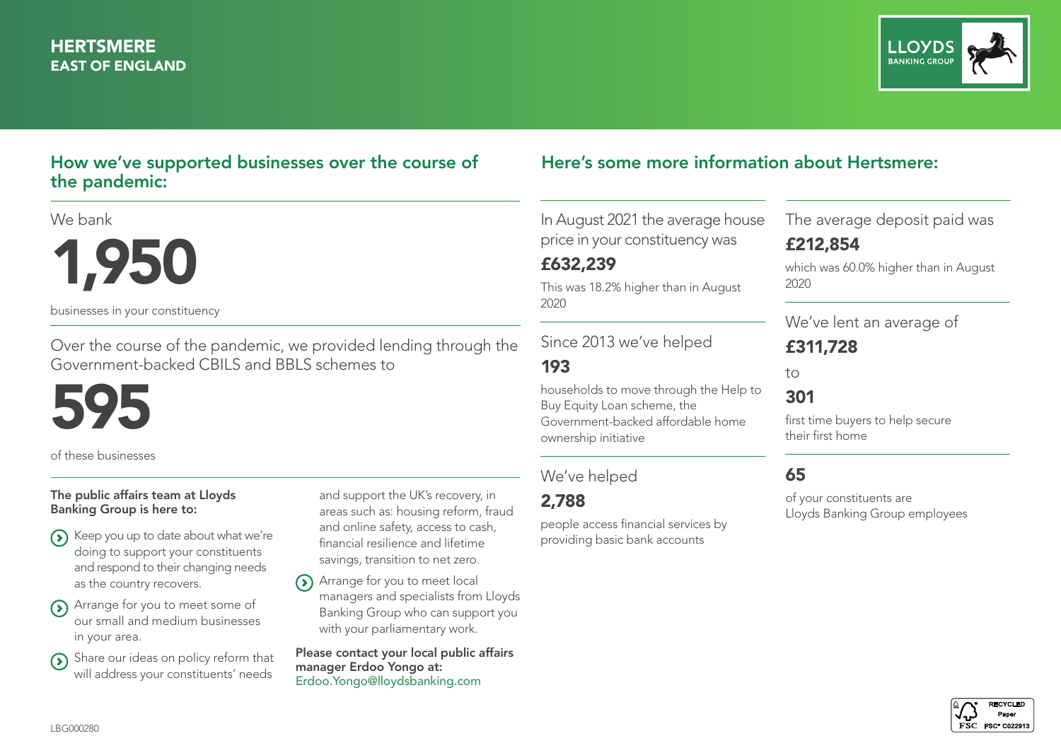# HERTSMERE
## EAST OF ENGLAND

## How we've supported businesses over the course of the pandemic:

We bank

**1,950**

businesses in your constituency

Over the course of the pandemic, we provided lending through the Government-backed CBILS and BBLS schemes to

**595**

of these businesses

**The public affairs team at Lloyds Banking Group is here to:**

- Keep you up to date about what we're doing to support your constituents and respond to their changing needs as the country recovers.
- Arrange for you to meet some of our small and medium businesses in your area.
- Share our ideas on policy reform that will address your constituents' needs and support the UK's recovery, in areas such as: housing reform, fraud and online safety, access to cash, financial resilience and lifetime savings, transition to net zero.
- Arrange for you to meet local managers and specialists from Lloyds Banking Group who can support you with your parliamentary work.

**Please contact your local public affairs manager Erdoo Yongo at:**
Erdoo.Yongo@lloydsbanking.com

## Here's some more information about Hertsmere:

In August 2021 the average house price in your constituency was

**£632,239**

This was 18.2% higher than in August 2020

Since 2013 we've helped

**193**

households to move through the Help to Buy Equity Loan scheme, the Government-backed affordable home ownership initiative

We've helped

**2,788**

people access financial services by providing basic bank accounts

The average deposit paid was

**£212,854**

which was 60.0% higher than in August 2020

We've lent an average of

**£311,728**

to

**301**

first time buyers to help secure their first home

**65**

of your constituents are Lloyds Banking Group employees

LBG000280